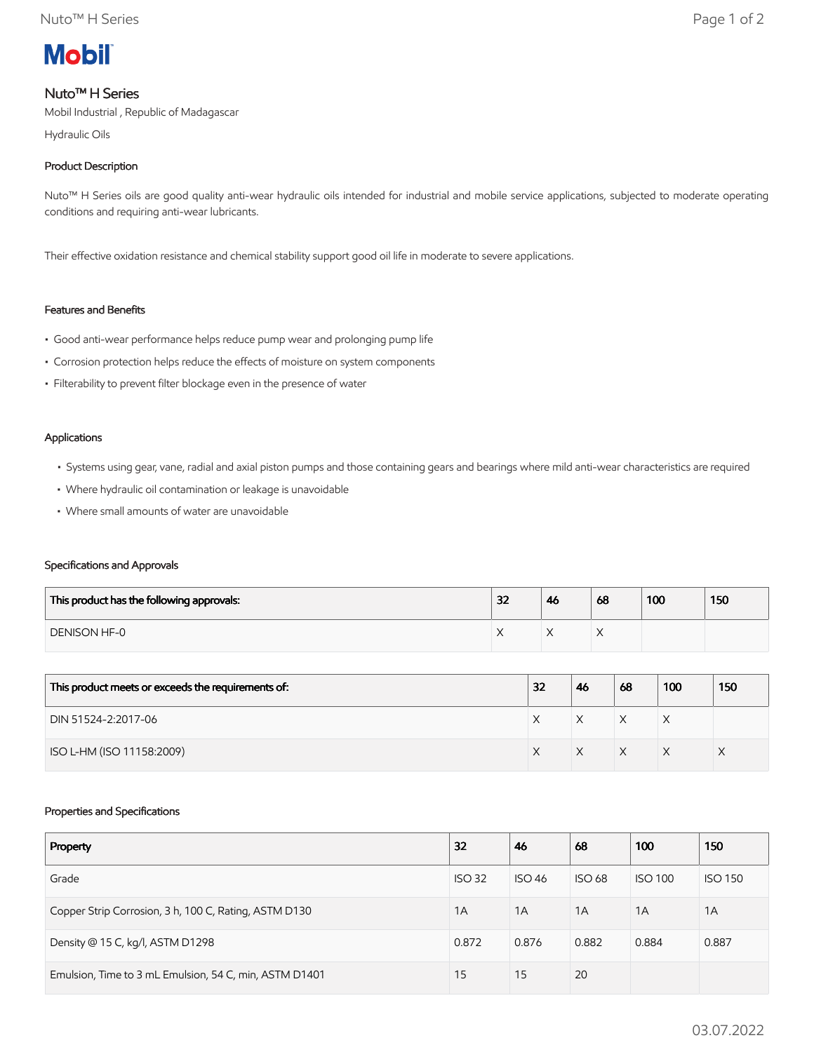**Mobil**

# Nuto™ H Series

Mobil Industrial , Republic of Madagascar

Hydraulic Oils

## Product Description

Nuto™ H Series oils are good quality anti-wear hydraulic oils intended for industrial and mobile service applications, subjected to moderate operating conditions and requiring anti-wear lubricants.

Their effective oxidation resistance and chemical stability support good oil life in moderate to severe applications.

## Features and Benefits

- Good anti-wear performance helps reduce pump wear and prolonging pump life
- Corrosion protection helps reduce the effects of moisture on system components
- Filterability to prevent filter blockage even in the presence of water

## Applications

- Systems using gear, vane, radial and axial piston pumps and those containing gears and bearings where mild anti-wear characteristics are required
- Where hydraulic oil contamination or leakage is unavoidable
- Where small amounts of water are unavoidable

## Specifications and Approvals

| This product has the following approvals: | 32 | 46 | 68 | 100 | 150 |
|---|---|---|---|---|---|
| DENISON HF-0 | X | X | X | | |

| This product meets or exceeds the requirements of: | 32 | 46 | 68 | 100 | 150 |
|---|---|---|---|---|---|
| DIN 51524-2:2017-06 | X | X | X | X | |
| ISO L-HM (ISO 11158:2009) | X | X | X | X | X |

## Properties and Specifications

| Property | 32 | 46 | 68 | 100 | 150 |
|---|---|---|---|---|---|
| Grade | ISO 32 | ISO 46 | ISO 68 | ISO 100 | ISO 150 |
| Copper Strip Corrosion, 3 h, 100 C, Rating, ASTM D130 | 1A | 1A | 1A | 1A | 1A |
| Density @ 15 C, kg/l, ASTM D1298 | 0.872 | 0.876 | 0.882 | 0.884 | 0.887 |
| Emulsion, Time to 3 mL Emulsion, 54 C, min, ASTM D1401 | 15 | 15 | 20 | | |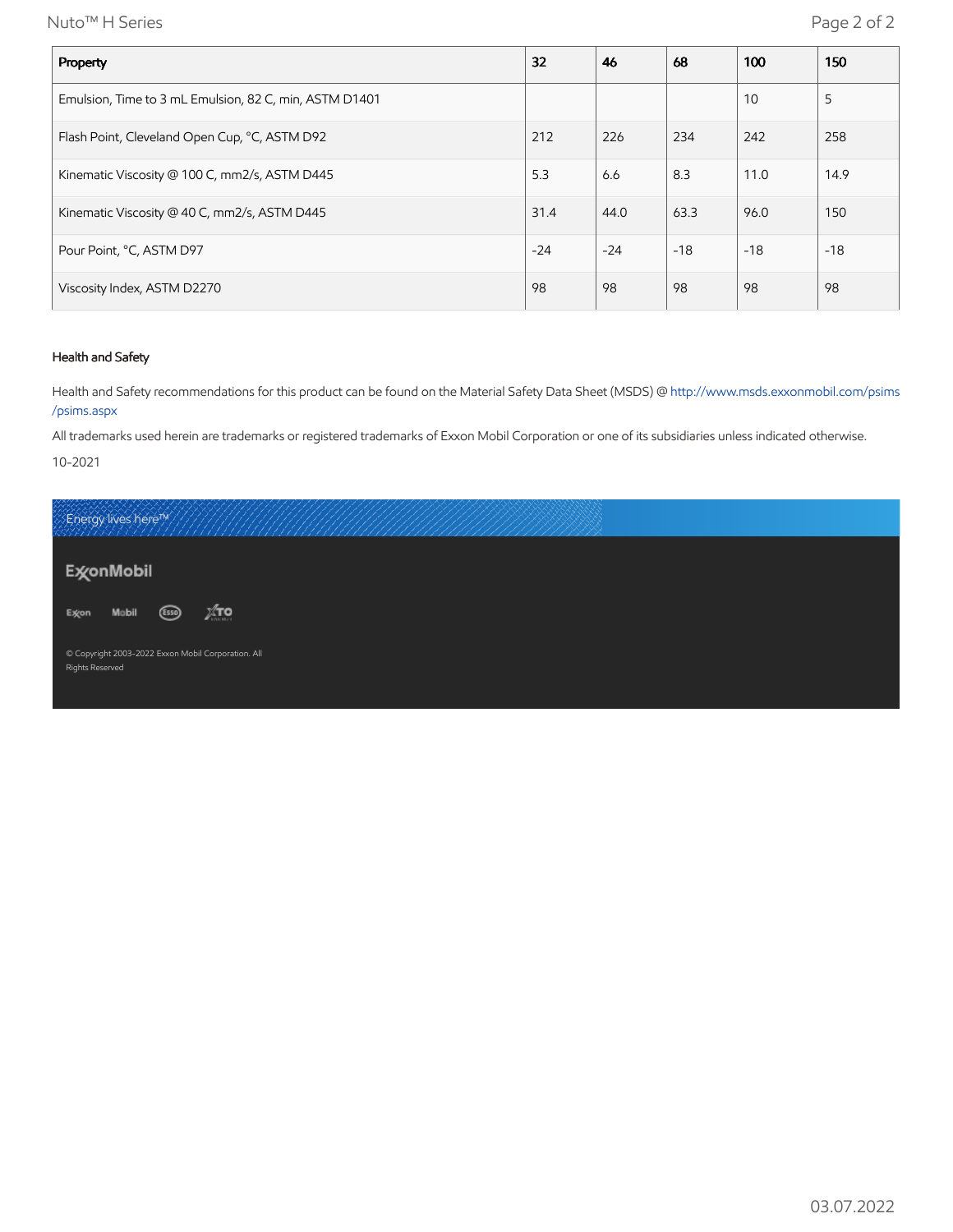| Property | 32 | 46 | 68 | 100 | 150 |
|---|---|---|---|---|---|
| Emulsion, Time to 3 mL Emulsion, 82 C, min, ASTM D1401 | | | | 10 | 5 |
| Flash Point, Cleveland Open Cup, °C, ASTM D92 | 212 | 226 | 234 | 242 | 258 |
| Kinematic Viscosity @ 100 C, mm2/s, ASTM D445 | 5.3 | 6.6 | 8.3 | 11.0 | 14.9 |
| Kinematic Viscosity @ 40 C, mm2/s, ASTM D445 | 31.4 | 44.0 | 63.3 | 96.0 | 150 |
| Pour Point, °C, ASTM D97 | -24 | -24 | -18 | -18 | -18 |
| Viscosity Index, ASTM D2270 | 98 | 98 | 98 | 98 | 98 |

### Health and Safety

Health and Safety recommendations for this product can be found on the Material Safety Data Sheet (MSDS) @ http://www.msds.exxonmobil.com/psims/psims.aspx

All trademarks used herein are trademarks or registered trademarks of Exxon Mobil Corporation or one of its subsidiaries unless indicated otherwise.

10-2021

Energy lives here™

ExxonMobil

Exxon Mobil Esso XTO

© Copyright 2003-2022 Exxon Mobil Corporation. All Rights Reserved